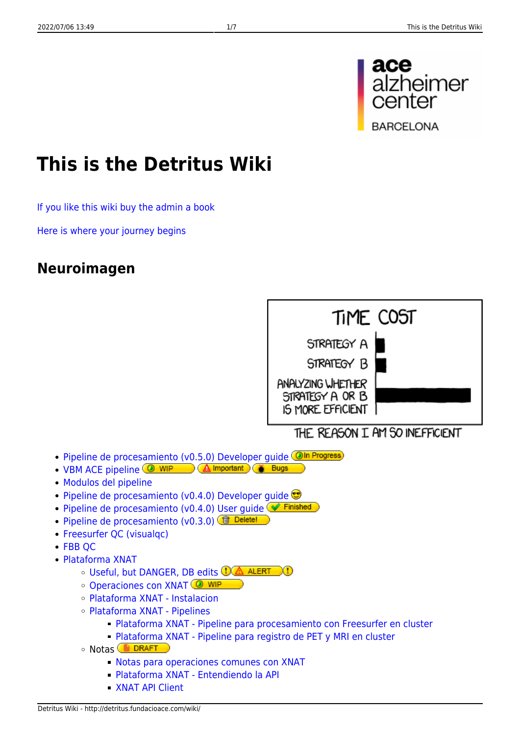# This is the Detritus Wiki

If you like this wiki buy the admin a book

Here is where your journey begins

## Neuroimagen

- Pipeline de procesamiento (v0.5.0) Developer guide In Progress
- VBM ACE pipeline WIP Important Bugs
- Modulos del pipeline
- Pipeline de procesamiento (v0.4.0) Developer guide
- Pipeline de procesamiento (v0.4.0) User guide Finished
- Pipeline de procesamiento (v0.3.0) Delete!
- Freesurfer QC (visualqc)
- FBB QC
- Plataforma XNAT
  - Useful, but DANGER, DB edits ALERT
  - Operaciones con XNAT WIP
  - Plataforma XNAT - Instalacion
  - Plataforma XNAT - Pipelines
    - Plataforma XNAT - Pipeline para procesamiento con Freesurfer en cluster
    - Plataforma XNAT - Pipeline para registro de PET y MRI en cluster
  - Notas DRAFT
    - Notas para operaciones comunes con XNAT
    - Plataforma XNAT - Entendiendo la API
    - XNAT API Client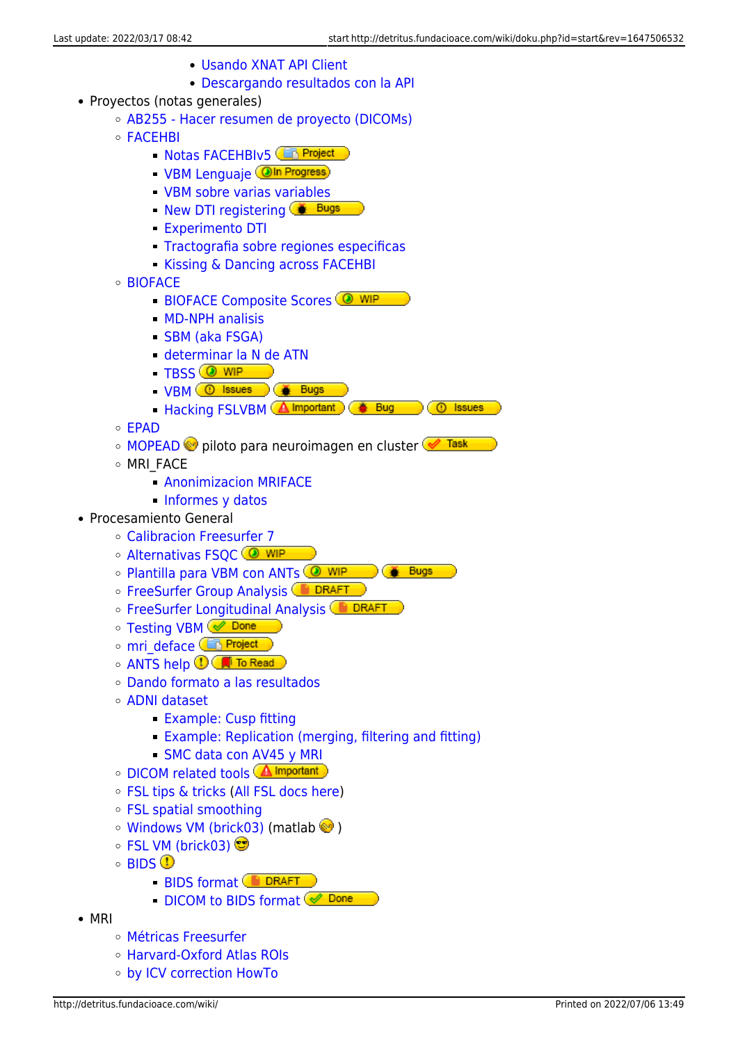- Usando XNAT API Client
        - Descargando resultados con la API
- Proyectos (notas generales)
    - AB255 - Hacer resumen de proyecto (DICOMs)
    - FACEHBI
        - Notas FACEHBIv5 Project
        - VBM Lenguaje In Progress
        - VBM sobre varias variables
        - New DTI registering Bugs
        - Experimento DTI
        - Tractografia sobre regiones especificas
        - Kissing & Dancing across FACEHBI
    - BIOFACE
        - BIOFACE Composite Scores WIP
        - MD-NPH analisis
        - SBM (aka FSGA)
        - determinar la N de ATN
        - TBSS WIP
        - VBM Issues Bugs
        - Hacking FSLVBM Important Bug Issues
    - EPAD
    - MOPEAD piloto para neuroimagen en cluster Task
    - MRI_FACE
        - Anonimizacion MRIFACE
        - Informes y datos
- Procesamiento General
    - Calibracion Freesurfer 7
    - Alternativas FSQC WIP
    - Plantilla para VBM con ANTs WIP Bugs
    - FreeSurfer Group Analysis DRAFT
    - FreeSurfer Longitudinal Analysis DRAFT
    - Testing VBM Done
    - mri_deface Project
    - ANTS help To Read
    - Dando formato a las resultados
    - ADNI dataset
        - Example: Cusp fitting
        - Example: Replication (merging, filtering and fitting)
        - SMC data con AV45 y MRI
    - DICOM related tools Important
    - FSL tips & tricks (All FSL docs here)
    - FSL spatial smoothing
    - Windows VM (brick03) (matlab )
    - FSL VM (brick03)
    - BIDS
        - BIDS format DRAFT
        - DICOM to BIDS format Done
- MRI
    - Métricas Freesurfer
    - Harvard-Oxford Atlas ROIs
    - by ICV correction HowTo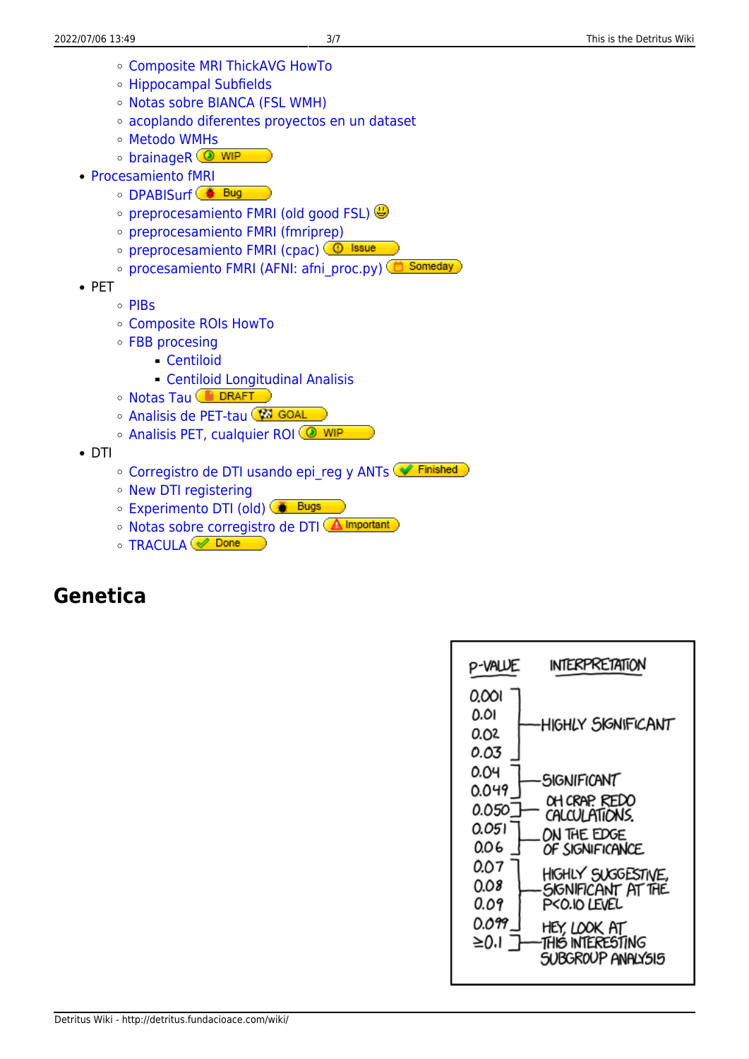- Composite MRI ThickAVG HowTo
- Hippocampal Subfields
- Notas sobre BIANCA (FSL WMH)
- acoplando diferentes proyectos en un dataset
- Metodo WMHs
- brainageR WIP
- Procesamiento fMRI
  - DPABISurf Bug
  - preprocesamiento FMRI (old good FSL)
  - preprocesamiento FMRI (fmriprep)
  - preprocesamiento FMRI (cpac) Issue
  - procesamiento FMRI (AFNI: afni_proc.py) Someday
- PET
  - PIBs
  - Composite ROIs HowTo
  - FBB procesing
    - Centiloid
    - Centiloid Longitudinal Analisis
  - Notas Tau DRAFT
  - Analisis de PET-tau GOAL
  - Analisis PET, cualquier ROI WIP
- DTI
  - Corregistro de DTI usando epi_reg y ANTs Finished
  - New DTI registering
  - Experimento DTI (old) Bugs
  - Notas sobre corregistro de DTI Important
  - TRACULA Done

## Genetica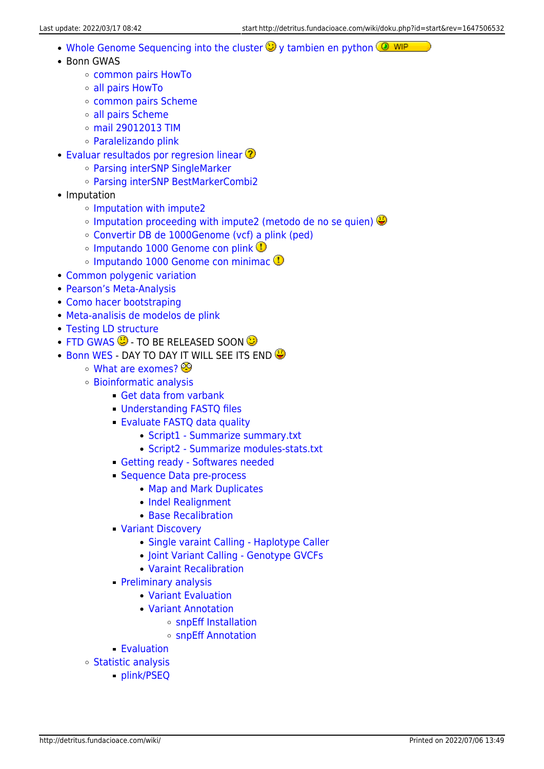- Whole Genome Sequencing into the cluster y tambien en python
- Bonn GWAS
  - common pairs HowTo
  - all pairs HowTo
  - common pairs Scheme
  - all pairs Scheme
  - mail 29012013 TIM
  - Paralelizando plink
- Evaluar resultados por regresion linear
  - Parsing interSNP SingleMarker
  - Parsing interSNP BestMarkerCombi2
- Imputation
  - Imputation with impute2
  - Imputation proceeding with impute2 (metodo de no se quien)
  - Convertir DB de 1000Genome (vcf) a plink (ped)
  - Imputando 1000 Genome con plink
  - Imputando 1000 Genome con minimac
- Common polygenic variation
- Pearson's Meta-Analysis
- Como hacer bootstraping
- Meta-analisis de modelos de plink
- Testing LD structure
- FTD GWAS - TO BE RELEASED SOON
- Bonn WES - DAY TO DAY IT WILL SEE ITS END
  - What are exomes?
  - Bioinformatic analysis
    - Get data from varbank
    - Understanding FASTQ files
    - Evaluate FASTQ data quality
      - Script1 - Summarize summary.txt
      - Script2 - Summarize modules-stats.txt
    - Getting ready - Softwares needed
    - Sequence Data pre-process
      - Map and Mark Duplicates
      - Indel Realignment
      - Base Recalibration
    - Variant Discovery
      - Single varaint Calling - Haplotype Caller
      - Joint Variant Calling - Genotype GVCFs
      - Varaint Recalibration
    - Preliminary analysis
      - Variant Evaluation
      - Variant Annotation
        - snpEff Installation
        - snpEff Annotation
    - Evaluation
  - Statistic analysis
    - plink/PSEQ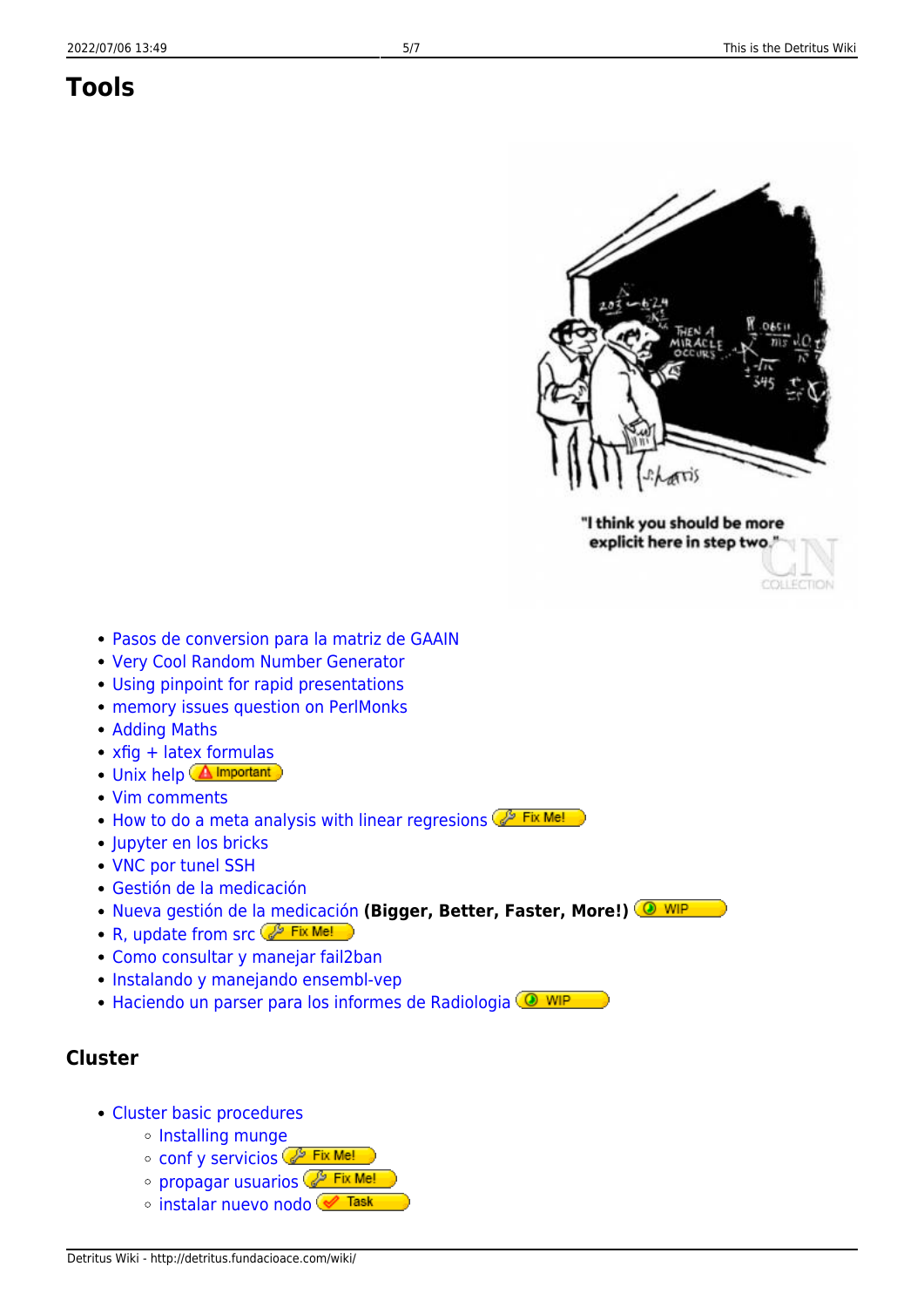## Tools

- Pasos de conversion para la matriz de GAAIN
- Very Cool Random Number Generator
- Using pinpoint for rapid presentations
- memory issues question on PerlMonks
- Adding Maths
- xfig + latex formulas
- Unix help Important
- Vim comments
- How to do a meta analysis with linear regresions Fix Me!
- Jupyter en los bricks
- VNC por tunel SSH
- Gestión de la medicación
- Nueva gestión de la medicación **(Bigger, Better, Faster, More!)** WIP
- R, update from src Fix Me!
- Como consultar y manejar fail2ban
- Instalando y manejando ensembl-vep
- Haciendo un parser para los informes de Radiologia WIP

## Cluster

- Cluster basic procedures
  - Installing munge
  - conf y servicios Fix Me!
  - propagar usuarios Fix Me!
  - instalar nuevo nodo Task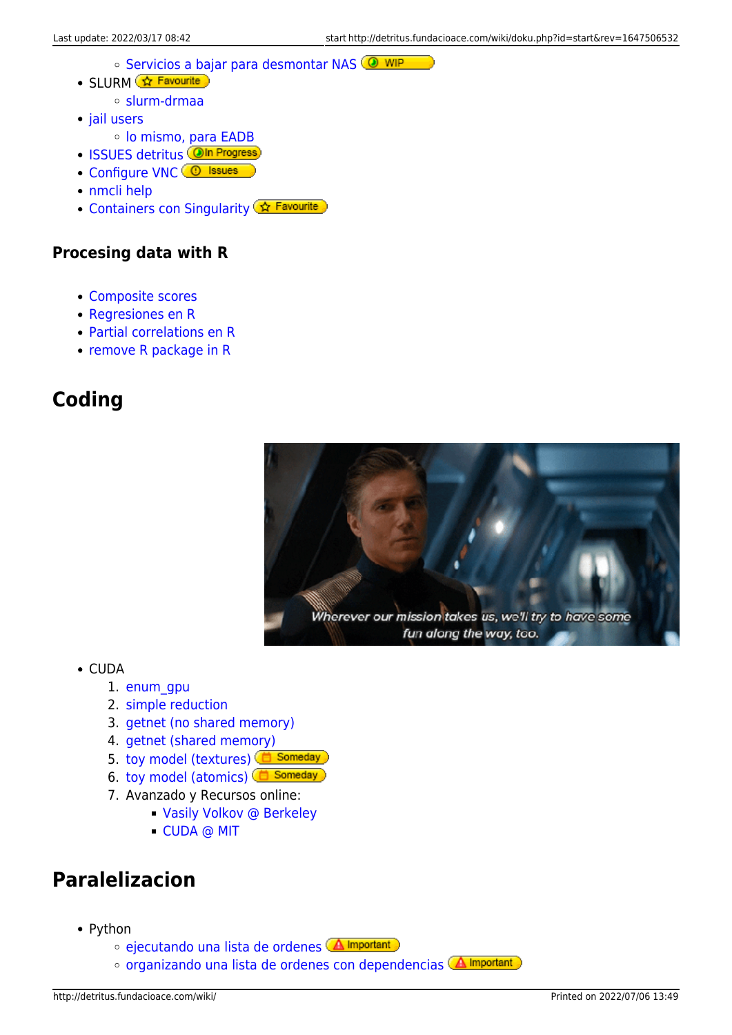- Servicios a bajar para desmontar NAS WIP
- SLURM Favourite
   - slurm-drmaa
- jail users
   - lo mismo, para EADB
- ISSUES detritus In Progress
- Configure VNC Issues
- nmcli help
- Containers con Singularity Favourite

### Procesing data with R

- Composite scores
- Regresiones en R
- Partial correlations en R
- remove R package in R

## Coding

- CUDA
   1. enum_gpu
   2. simple reduction
   3. getnet (no shared memory)
   4. getnet (shared memory)
   5. toy model (textures) Someday
   6. toy model (atomics) Someday
   7. Avanzado y Recursos online:
      - Vasily Volkov @ Berkeley
      - CUDA @ MIT

## Paralelizacion

- Python
   - ejecutando una lista de ordenes Important
   - organizando una lista de ordenes con dependencias Important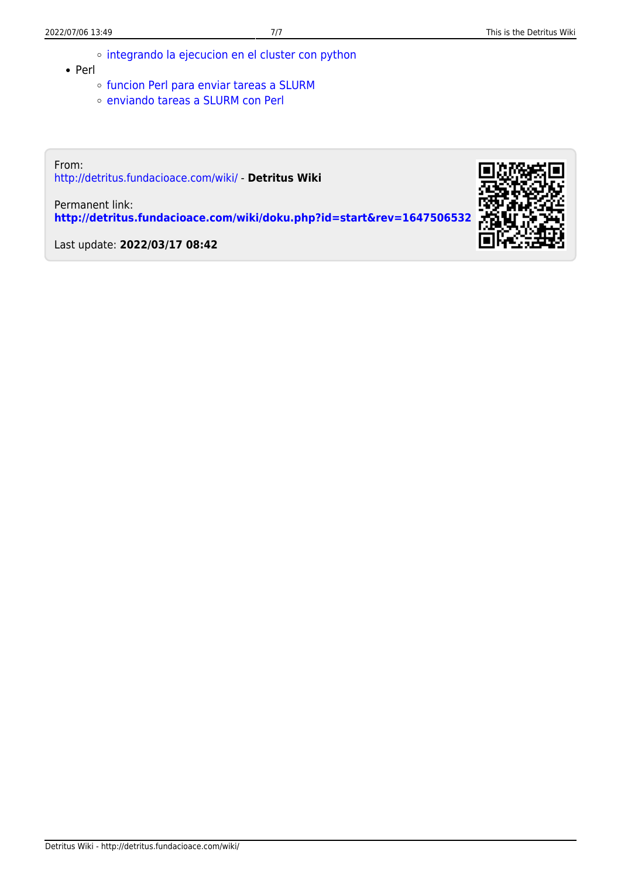- integrando la ejecucion en el cluster con python
- Perl
    - funcion Perl para enviar tareas a SLURM
    - enviando tareas a SLURM con Perl

From:
http://detritus.fundacioace.com/wiki/ - **Detritus Wiki**

Permanent link:
**http://detritus.fundacioace.com/wiki/doku.php?id=start&rev=1647506532**

Last update: **2022/03/17 08:42**